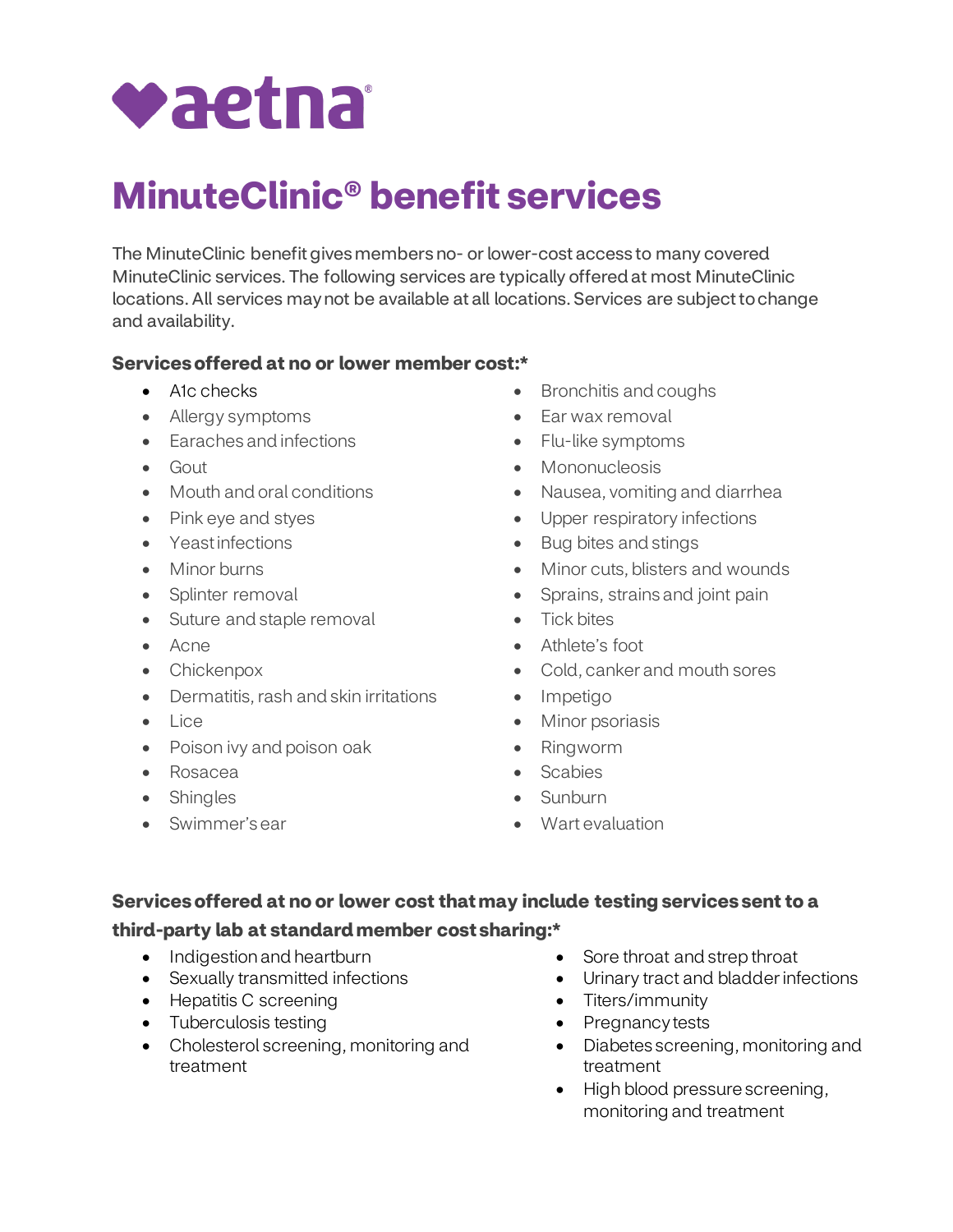aetna®

# MinuteClinic® benefit services

The MinuteClinic benefit gives members no- or lower-cost access to many covered MinuteClinic services. The following services are typically offered at most MinuteClinic locations. All services may not be available at all locations. Services are subject to change and availability.

**Services offered at no or lower member cost:***

- A1c checks
- Allergy symptoms
- Earaches and infections
- Gout
- Mouth and oral conditions
- Pink eye and styes
- Yeast infections
- Minor burns
- Splinter removal
- Suture and staple removal
- Acne
- Chickenpox
- Dermatitis, rash and skin irritations
- Lice
- Poison ivy and poison oak
- Rosacea
- Shingles
- Swimmer's ear
- Bronchitis and coughs
- Ear wax removal
- Flu-like symptoms
- Mononucleosis
- Nausea, vomiting and diarrhea
- Upper respiratory infections
- Bug bites and stings
- Minor cuts, blisters and wounds
- Sprains, strains and joint pain
- Tick bites
- Athlete's foot
- Cold, canker and mouth sores
- Impetigo
- Minor psoriasis
- Ringworm
- Scabies
- Sunburn
- Wart evaluation

**Services offered at no or lower cost that may include testing services sent to a third-party lab at standard member cost sharing:***

- Indigestion and heartburn
- Sexually transmitted infections
- Hepatitis C screening
- Tuberculosis testing
- Cholesterol screening, monitoring and treatment
- Sore throat and strep throat
- Urinary tract and bladder infections
- Titers/immunity
- Pregnancy tests
- Diabetes screening, monitoring and treatment
- High blood pressure screening, monitoring and treatment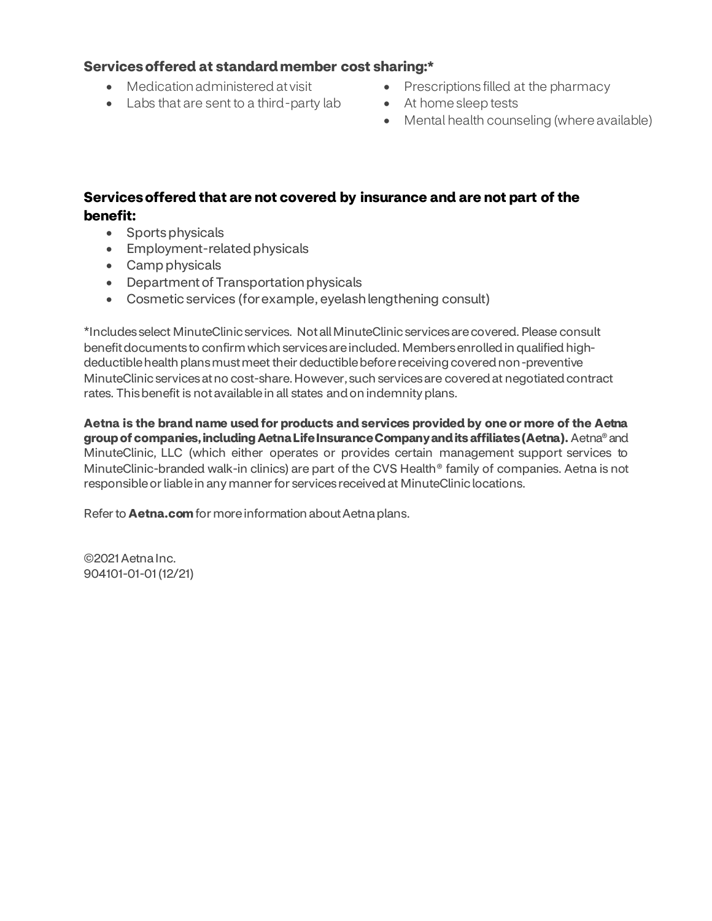### Services offered at standard member cost sharing:*

- Medication administered at visit
- Labs that are sent to a third-party lab
- Prescriptions filled at the pharmacy
- At home sleep tests
- Mental health counseling (where available)

### Services offered that are not covered by insurance and are not part of the benefit:

- Sports physicals
- Employment-related physicals
- Camp physicals
- Department of Transportation physicals
- Cosmetic services (for example, eyelash lengthening consult)

*Includes select MinuteClinic services. Not all MinuteClinic services are covered. Please consult benefit documents to confirm which services are included. Members enrolled in qualified high-deductible health plans must meet their deductible before receiving covered non-preventive MinuteClinic services at no cost-share. However, such services are covered at negotiated contract rates. This benefit is not available in all states and on indemnity plans.

**Aetna is the brand name used for products and services provided by one or more of the Aetna group of companies, including Aetna Life Insurance Company and its affiliates (Aetna).** Aetna® and MinuteClinic, LLC (which either operates or provides certain management support services to MinuteClinic-branded walk-in clinics) are part of the CVS Health® family of companies. Aetna is not responsible or liable in any manner for services received at MinuteClinic locations.

Refer to **Aetna.com** for more information about Aetna plans.

©2021 Aetna Inc.
904101-01-01 (12/21)